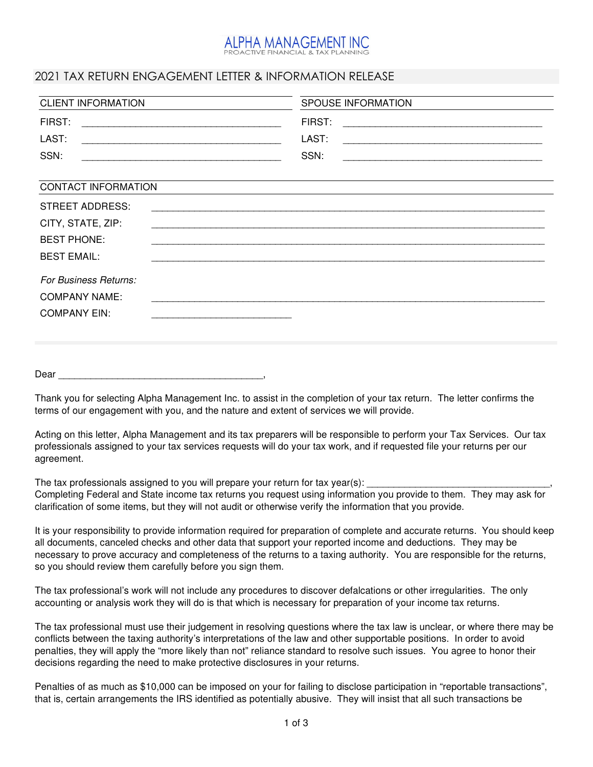# ALPHA MANAGEMENT INC

PROACTIVE FINANCIAL & TAX PLANNING

## 2021 TAX RETURN ENGAGEMENT LETTER & INFORMATION RELEASE

| CLIENT INFORMATION | | SPOUSE INFORMATION | |
|---|---|---|---|
| FIRST: | ______________________________ | FIRST: | ______________________________ |
| LAST: | ______________________________ | LAST: | ______________________________ |
| SSN: | ______________________________ | SSN: | ______________________________ |

**CONTACT INFORMATION**

STREET ADDRESS: ______________________________________________________________

CITY, STATE, ZIP: ______________________________________________________________

BEST PHONE: ______________________________________________________________

BEST EMAIL: ______________________________________________________________

*For Business Returns:*

COMPANY NAME: ______________________________________________________________

COMPANY EIN: ________________________

Dear ______________________________________,

Thank you for selecting Alpha Management Inc. to assist in the completion of your tax return. The letter confirms the terms of our engagement with you, and the nature and extent of services we will provide.

Acting on this letter, Alpha Management and its tax preparers will be responsible to perform your Tax Services. Our tax professionals assigned to your tax services requests will do your tax work, and if requested file your returns per our agreement.

The tax professionals assigned to you will prepare your return for tax year(s): ________________________________, Completing Federal and State income tax returns you request using information you provide to them. They may ask for clarification of some items, but they will not audit or otherwise verify the information that you provide.

It is your responsibility to provide information required for preparation of complete and accurate returns. You should keep all documents, canceled checks and other data that support your reported income and deductions. They may be necessary to prove accuracy and completeness of the returns to a taxing authority. You are responsible for the returns, so you should review them carefully before you sign them.

The tax professional's work will not include any procedures to discover defalcations or other irregularities. The only accounting or analysis work they will do is that which is necessary for preparation of your income tax returns.

The tax professional must use their judgement in resolving questions where the tax law is unclear, or where there may be conflicts between the taxing authority's interpretations of the law and other supportable positions. In order to avoid penalties, they will apply the "more likely than not" reliance standard to resolve such issues. You agree to honor their decisions regarding the need to make protective disclosures in your returns.

Penalties of as much as $10,000 can be imposed on your for failing to disclose participation in "reportable transactions", that is, certain arrangements the IRS identified as potentially abusive. They will insist that all such transactions be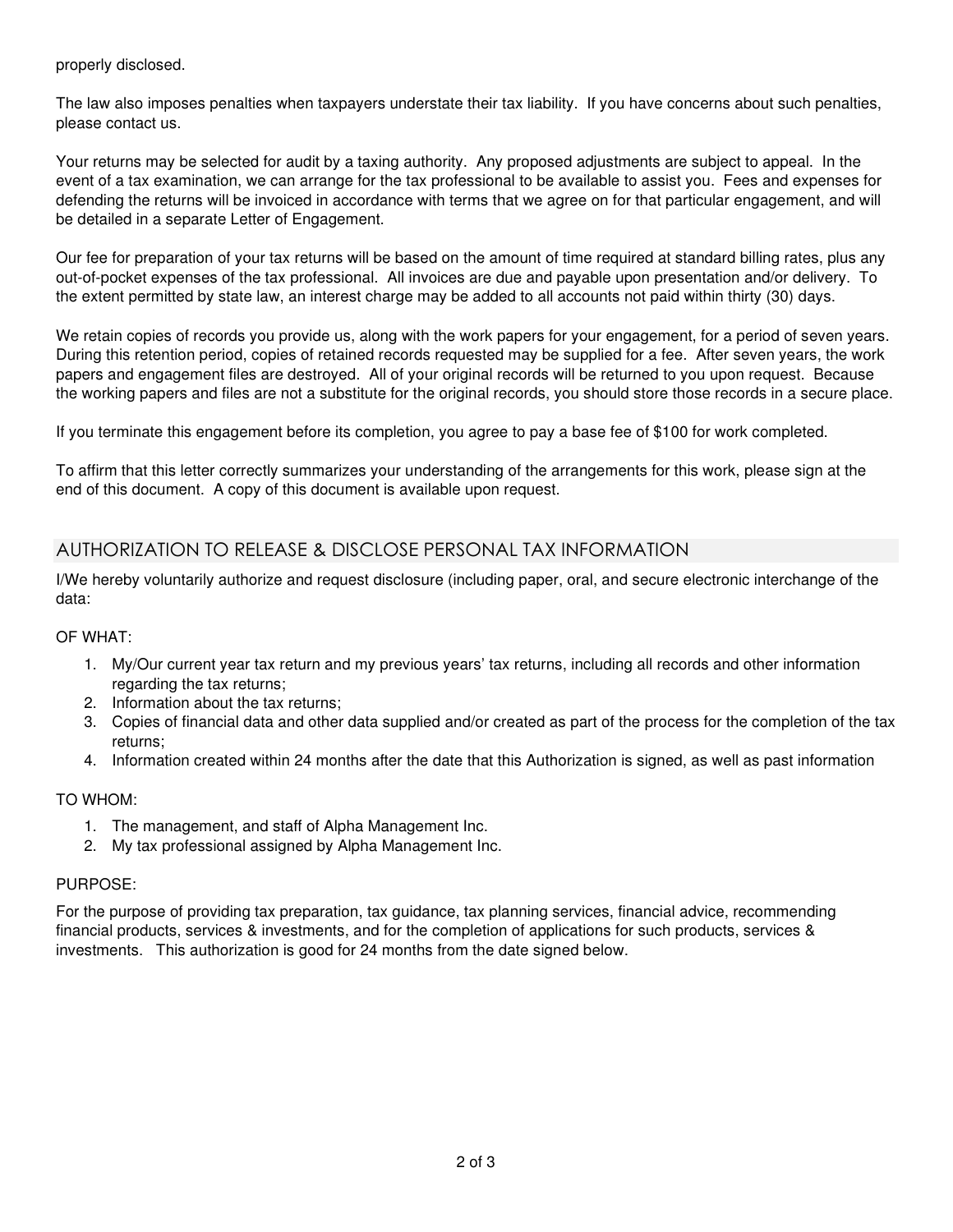properly disclosed.

The law also imposes penalties when taxpayers understate their tax liability. If you have concerns about such penalties, please contact us.

Your returns may be selected for audit by a taxing authority. Any proposed adjustments are subject to appeal. In the event of a tax examination, we can arrange for the tax professional to be available to assist you. Fees and expenses for defending the returns will be invoiced in accordance with terms that we agree on for that particular engagement, and will be detailed in a separate Letter of Engagement.

Our fee for preparation of your tax returns will be based on the amount of time required at standard billing rates, plus any out-of-pocket expenses of the tax professional. All invoices are due and payable upon presentation and/or delivery. To the extent permitted by state law, an interest charge may be added to all accounts not paid within thirty (30) days.

We retain copies of records you provide us, along with the work papers for your engagement, for a period of seven years. During this retention period, copies of retained records requested may be supplied for a fee. After seven years, the work papers and engagement files are destroyed. All of your original records will be returned to you upon request. Because the working papers and files are not a substitute for the original records, you should store those records in a secure place.

If you terminate this engagement before its completion, you agree to pay a base fee of $100 for work completed.

To affirm that this letter correctly summarizes your understanding of the arrangements for this work, please sign at the end of this document. A copy of this document is available upon request.

## AUTHORIZATION TO RELEASE & DISCLOSE PERSONAL TAX INFORMATION

I/We hereby voluntarily authorize and request disclosure (including paper, oral, and secure electronic interchange of the data:

OF WHAT:

1. My/Our current year tax return and my previous years' tax returns, including all records and other information regarding the tax returns;
2. Information about the tax returns;
3. Copies of financial data and other data supplied and/or created as part of the process for the completion of the tax returns;
4. Information created within 24 months after the date that this Authorization is signed, as well as past information

TO WHOM:

1. The management, and staff of Alpha Management Inc.
2. My tax professional assigned by Alpha Management Inc.

PURPOSE:

For the purpose of providing tax preparation, tax guidance, tax planning services, financial advice, recommending financial products, services & investments, and for the completion of applications for such products, services & investments. This authorization is good for 24 months from the date signed below.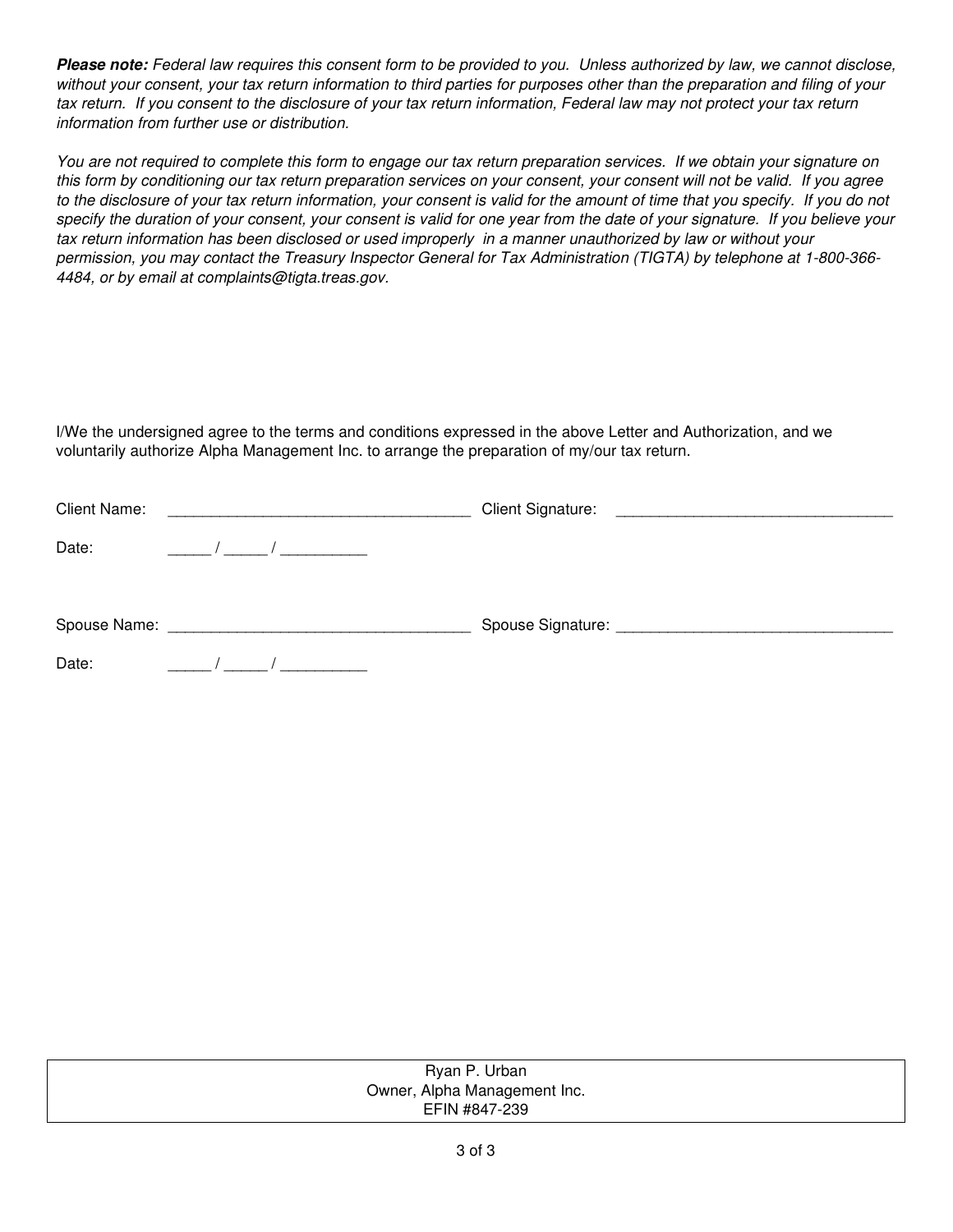***Please note:*** *Federal law requires this consent form to be provided to you. Unless authorized by law, we cannot disclose, without your consent, your tax return information to third parties for purposes other than the preparation and filing of your tax return. If you consent to the disclosure of your tax return information, Federal law may not protect your tax return information from further use or distribution.*

*You are not required to complete this form to engage our tax return preparation services. If we obtain your signature on this form by conditioning our tax return preparation services on your consent, your consent will not be valid. If you agree to the disclosure of your tax return information, your consent is valid for the amount of time that you specify. If you do not specify the duration of your consent, your consent is valid for one year from the date of your signature. If you believe your tax return information has been disclosed or used improperly in a manner unauthorized by law or without your permission, you may contact the Treasury Inspector General for Tax Administration (TIGTA) by telephone at 1-800-366-4484, or by email at complaints@tigta.treas.gov.*

I/We the undersigned agree to the terms and conditions expressed in the above Letter and Authorization, and we voluntarily authorize Alpha Management Inc. to arrange the preparation of my/our tax return.

Client Name: ___________________________________ Client Signature: ________________________________

Date: _____ / _____ / __________

Spouse Name: ___________________________________ Spouse Signature: ________________________________

Date: _____ / _____ / __________

Ryan P. Urban
Owner, Alpha Management Inc.
EFIN #847-239